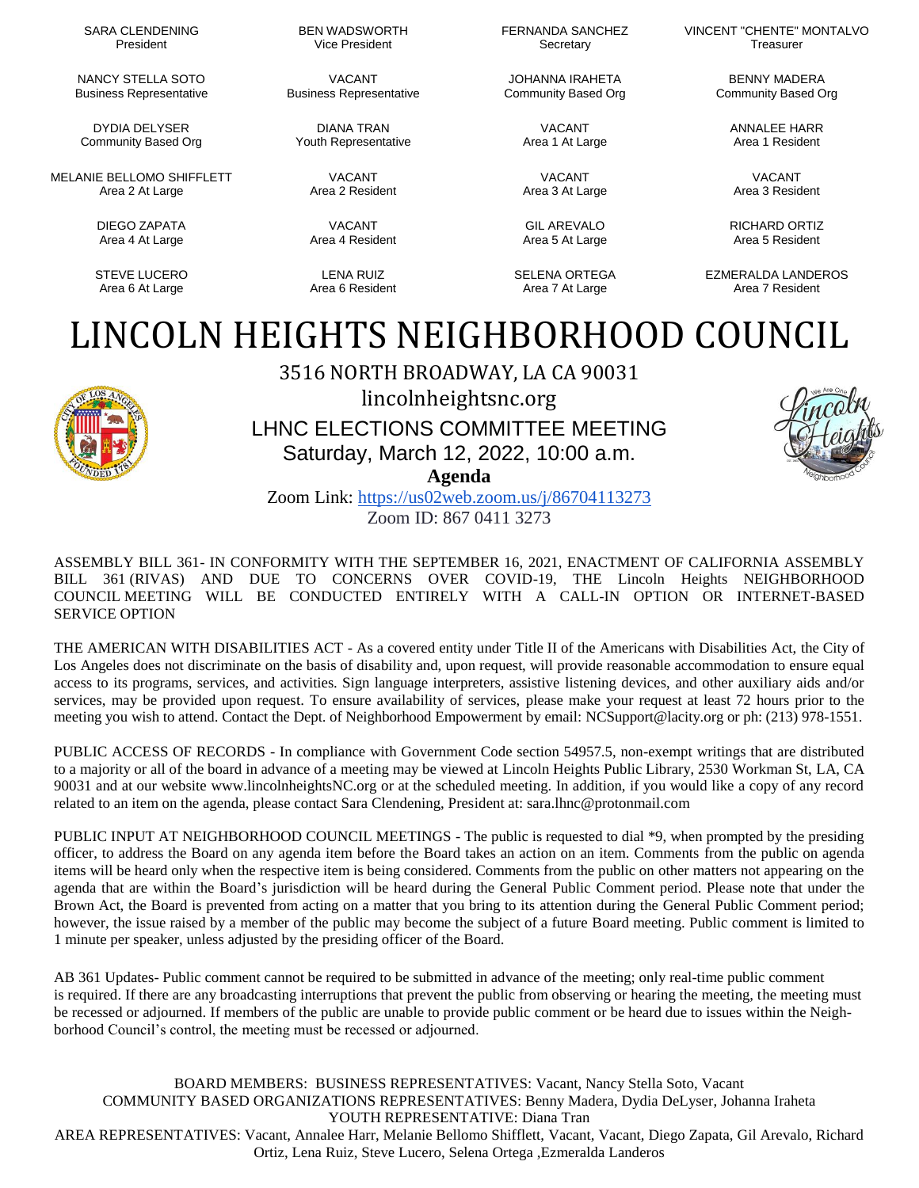| | | | |
|---|---|---|---|
| SARA CLENDENING<br>President | BEN WADSWORTH<br>Vice President | FERNANDA SANCHEZ<br>Secretary | VINCENT "CHENTE" MONTALVO<br>Treasurer |
| NANCY STELLA SOTO<br>Business Representative | VACANT<br>Business Representative | JOHANNA IRAHETA<br>Community Based Org | BENNY MADERA<br>Community Based Org |
| DYDIA DELYSER<br>Community Based Org | DIANA TRAN<br>Youth Representative | VACANT<br>Area 1 At Large | ANNALEE HARR<br>Area 1 Resident |
| MELANIE BELLOMO SHIFFLETT<br>Area 2 At Large | VACANT<br>Area 2 Resident | VACANT<br>Area 3 At Large | VACANT<br>Area 3 Resident |
| DIEGO ZAPATA<br>Area 4 At Large | VACANT<br>Area 4 Resident | GIL AREVALO<br>Area 5 At Large | RICHARD ORTIZ<br>Area 5 Resident |
| STEVE LUCERO<br>Area 6 At Large | LENA RUIZ<br>Area 6 Resident | SELENA ORTEGA<br>Area 7 At Large | EZMERALDA LANDEROS<br>Area 7 Resident |

# LINCOLN HEIGHTS NEIGHBORHOOD COUNCIL

3516 NORTH BROADWAY, LA CA 90031

lincolnheightsnc.org

## LHNC ELECTIONS COMMITTEE MEETING

Saturday, March 12, 2022, 10:00 a.m.

**Agenda**

Zoom Link: https://us02web.zoom.us/j/86704113273

Zoom ID: 867 0411 3273

ASSEMBLY BILL 361- IN CONFORMITY WITH THE SEPTEMBER 16, 2021, ENACTMENT OF CALIFORNIA ASSEMBLY BILL 361 (RIVAS) AND DUE TO CONCERNS OVER COVID-19, THE Lincoln Heights NEIGHBORHOOD COUNCIL MEETING WILL BE CONDUCTED ENTIRELY WITH A CALL-IN OPTION OR INTERNET-BASED SERVICE OPTION

THE AMERICAN WITH DISABILITIES ACT - As a covered entity under Title II of the Americans with Disabilities Act, the City of Los Angeles does not discriminate on the basis of disability and, upon request, will provide reasonable accommodation to ensure equal access to its programs, services, and activities. Sign language interpreters, assistive listening devices, and other auxiliary aids and/or services, may be provided upon request. To ensure availability of services, please make your request at least 72 hours prior to the meeting you wish to attend. Contact the Dept. of Neighborhood Empowerment by email: NCSupport@lacity.org or ph: (213) 978-1551.

PUBLIC ACCESS OF RECORDS - In compliance with Government Code section 54957.5, non-exempt writings that are distributed to a majority or all of the board in advance of a meeting may be viewed at Lincoln Heights Public Library, 2530 Workman St, LA, CA 90031 and at our website www.lincolnheightsNC.org or at the scheduled meeting. In addition, if you would like a copy of any record related to an item on the agenda, please contact Sara Clendening, President at: sara.lhnc@protonmail.com

PUBLIC INPUT AT NEIGHBORHOOD COUNCIL MEETINGS - The public is requested to dial *9, when prompted by the presiding officer, to address the Board on any agenda item before the Board takes an action on an item. Comments from the public on agenda items will be heard only when the respective item is being considered. Comments from the public on other matters not appearing on the agenda that are within the Board's jurisdiction will be heard during the General Public Comment period. Please note that under the Brown Act, the Board is prevented from acting on a matter that you bring to its attention during the General Public Comment period; however, the issue raised by a member of the public may become the subject of a future Board meeting. Public comment is limited to 1 minute per speaker, unless adjusted by the presiding officer of the Board.

AB 361 Updates- Public comment cannot be required to be submitted in advance of the meeting; only real-time public comment is required. If there are any broadcasting interruptions that prevent the public from observing or hearing the meeting, the meeting must be recessed or adjourned. If members of the public are unable to provide public comment or be heard due to issues within the Neighborhood Council's control, the meeting must be recessed or adjourned.

BOARD MEMBERS: BUSINESS REPRESENTATIVES: Vacant, Nancy Stella Soto, Vacant
COMMUNITY BASED ORGANIZATIONS REPRESENTATIVES: Benny Madera, Dydia DeLyser, Johanna Iraheta
YOUTH REPRESENTATIVE: Diana Tran
AREA REPRESENTATIVES: Vacant, Annalee Harr, Melanie Bellomo Shifflett, Vacant, Vacant, Vacant, Diego Zapata, Gil Arevalo, Richard Ortiz, Lena Ruiz, Steve Lucero, Selena Ortega ,Ezmeralda Landeros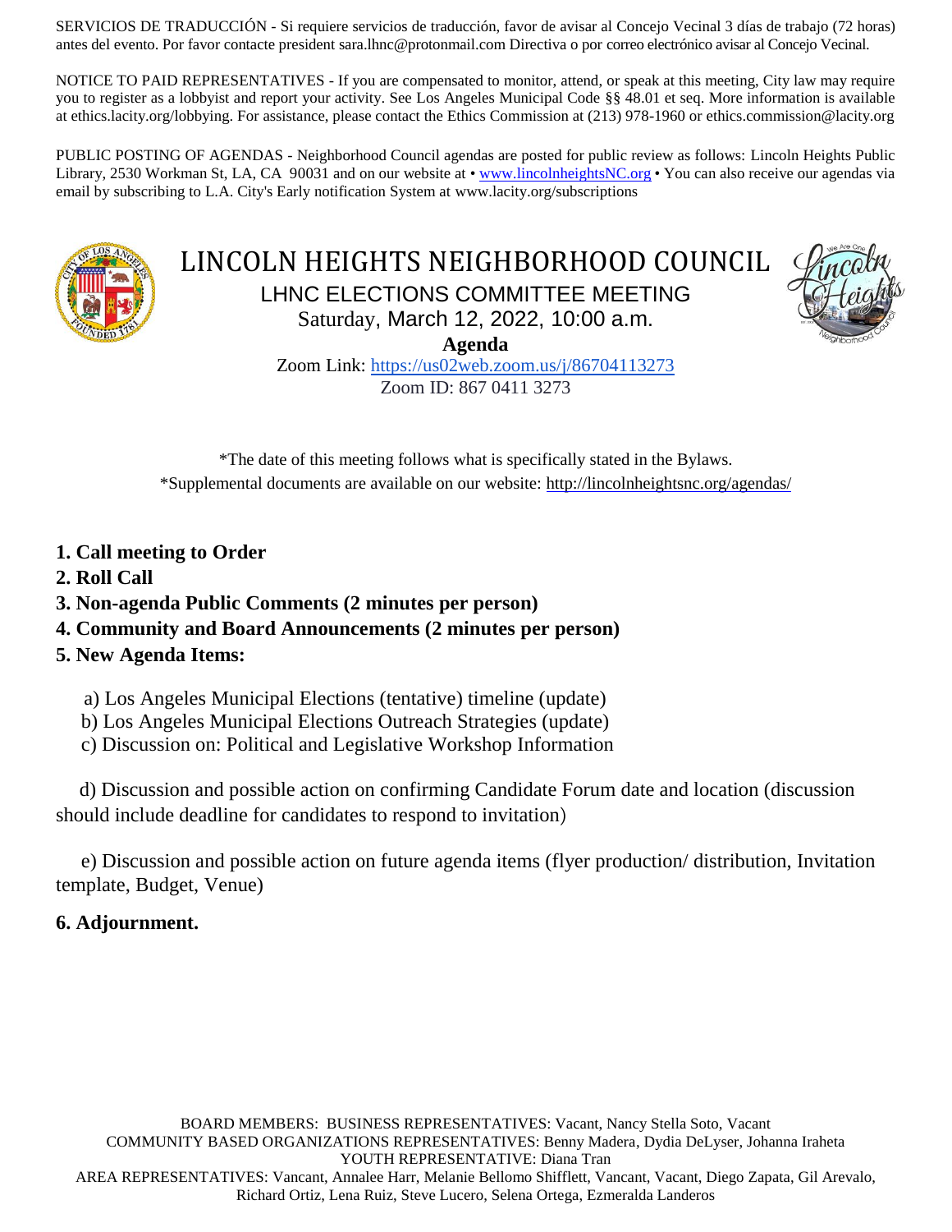SERVICIOS DE TRADUCCIÓN - Si requiere servicios de traducción, favor de avisar al Concejo Vecinal 3 días de trabajo (72 horas) antes del evento. Por favor contacte president sara.lhnc@protonmail.com Directiva o por correo electrónico avisar al Concejo Vecinal.

NOTICE TO PAID REPRESENTATIVES - If you are compensated to monitor, attend, or speak at this meeting, City law may require you to register as a lobbyist and report your activity. See Los Angeles Municipal Code §§ 48.01 et seq. More information is available at ethics.lacity.org/lobbying. For assistance, please contact the Ethics Commission at (213) 978-1960 or ethics.commission@lacity.org

PUBLIC POSTING OF AGENDAS - Neighborhood Council agendas are posted for public review as follows: Lincoln Heights Public Library, 2530 Workman St, LA, CA 90031 and on our website at • www.lincolnheightsNC.org • You can also receive our agendas via email by subscribing to L.A. City's Early notification System at www.lacity.org/subscriptions

# LINCOLN HEIGHTS NEIGHBORHOOD COUNCIL

## LHNC ELECTIONS COMMITTEE MEETING

Saturday, March 12, 2022, 10:00 a.m.

**Agenda**

Zoom Link: https://us02web.zoom.us/j/86704113273

Zoom ID: 867 0411 3273

*The date of this meeting follows what is specifically stated in the Bylaws.

*Supplemental documents are available on our website: http://lincolnheightsnc.org/agendas/

**1. Call meeting to Order**

**2. Roll Call**

**3. Non-agenda Public Comments (2 minutes per person)**

**4. Community and Board Announcements (2 minutes per person)**

**5. New Agenda Items:**

a) Los Angeles Municipal Elections (tentative) timeline (update)

b) Los Angeles Municipal Elections Outreach Strategies (update)

c) Discussion on: Political and Legislative Workshop Information

d) Discussion and possible action on confirming Candidate Forum date and location (discussion should include deadline for candidates to respond to invitation)

e) Discussion and possible action on future agenda items (flyer production/ distribution, Invitation template, Budget, Venue)

**6. Adjournment.**

BOARD MEMBERS: BUSINESS REPRESENTATIVES: Vacant, Nancy Stella Soto, Vacant
COMMUNITY BASED ORGANIZATIONS REPRESENTATIVES: Benny Madera, Dydia DeLyser, Johanna Iraheta
YOUTH REPRESENTATIVE: Diana Tran
AREA REPRESENTATIVES: Vancant, Annalee Harr, Melanie Bellomo Shifflett, Vancant, Vacant, Diego Zapata, Gil Arevalo, Richard Ortiz, Lena Ruiz, Steve Lucero, Selena Ortega, Ezmeralda Landeros